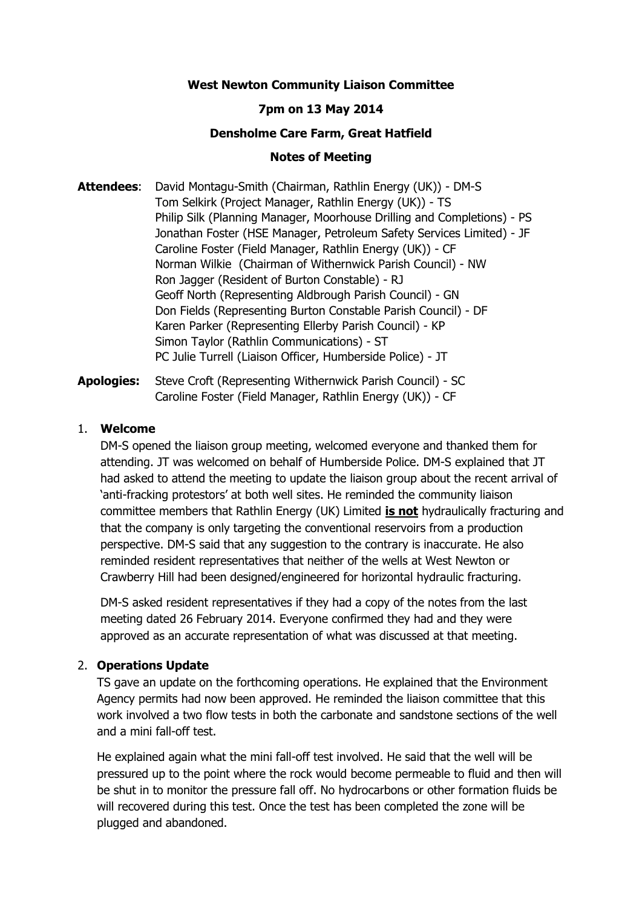**West Newton Community Liaison Committee**

**7pm on 13 May 2014**

**Densholme Care Farm, Great Hatfield**

**Notes of Meeting**

**Attendees**: David Montagu-Smith (Chairman, Rathlin Energy (UK)) - DM-S
Tom Selkirk (Project Manager, Rathlin Energy (UK)) - TS
Philip Silk (Planning Manager, Moorhouse Drilling and Completions) - PS
Jonathan Foster (HSE Manager, Petroleum Safety Services Limited) - JF
Caroline Foster (Field Manager, Rathlin Energy (UK)) - CF
Norman Wilkie (Chairman of Withernwick Parish Council) - NW
Ron Jagger (Resident of Burton Constable) - RJ
Geoff North (Representing Aldbrough Parish Council) - GN
Don Fields (Representing Burton Constable Parish Council) - DF
Karen Parker (Representing Ellerby Parish Council) - KP
Simon Taylor (Rathlin Communications) - ST
PC Julie Turrell (Liaison Officer, Humberside Police) - JT

**Apologies:** Steve Croft (Representing Withernwick Parish Council) - SC
Caroline Foster (Field Manager, Rathlin Energy (UK)) - CF

1. **Welcome**

   DM-S opened the liaison group meeting, welcomed everyone and thanked them for attending. JT was welcomed on behalf of Humberside Police. DM-S explained that JT had asked to attend the meeting to update the liaison group about the recent arrival of 'anti-fracking protestors' at both well sites. He reminded the community liaison committee members that Rathlin Energy (UK) Limited **is not** hydraulically fracturing and that the company is only targeting the conventional reservoirs from a production perspective. DM-S said that any suggestion to the contrary is inaccurate. He also reminded resident representatives that neither of the wells at West Newton or Crawberry Hill had been designed/engineered for horizontal hydraulic fracturing.

   DM-S asked resident representatives if they had a copy of the notes from the last meeting dated 26 February 2014. Everyone confirmed they had and they were approved as an accurate representation of what was discussed at that meeting.

2. **Operations Update**

   TS gave an update on the forthcoming operations. He explained that the Environment Agency permits had now been approved. He reminded the liaison committee that this work involved a two flow tests in both the carbonate and sandstone sections of the well and a mini fall-off test.

   He explained again what the mini fall-off test involved. He said that the well will be pressured up to the point where the rock would become permeable to fluid and then will be shut in to monitor the pressure fall off. No hydrocarbons or other formation fluids be will recovered during this test. Once the test has been completed the zone will be plugged and abandoned.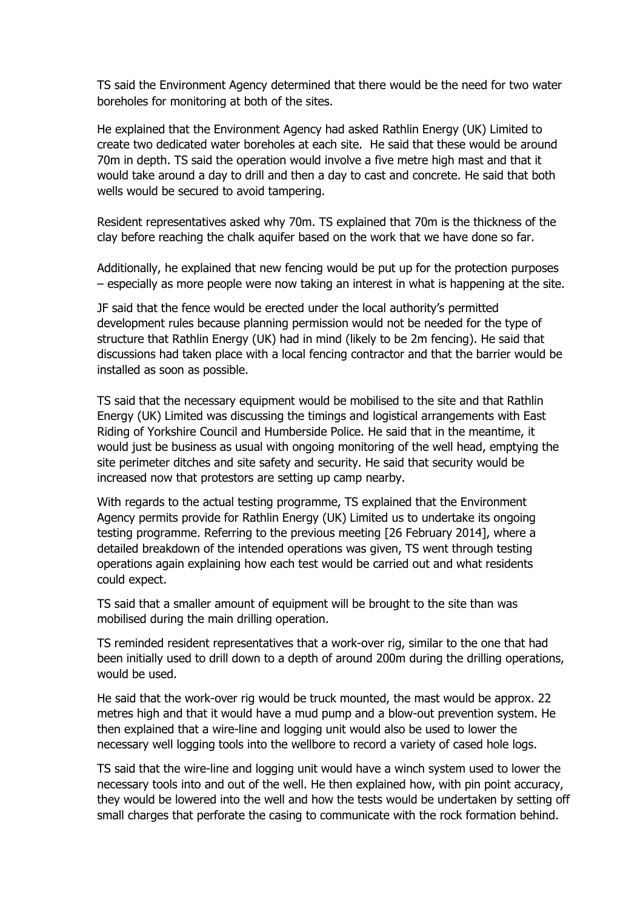TS said the Environment Agency determined that there would be the need for two water boreholes for monitoring at both of the sites.

He explained that the Environment Agency had asked Rathlin Energy (UK) Limited to create two dedicated water boreholes at each site. He said that these would be around 70m in depth. TS said the operation would involve a five metre high mast and that it would take around a day to drill and then a day to cast and concrete. He said that both wells would be secured to avoid tampering.

Resident representatives asked why 70m. TS explained that 70m is the thickness of the clay before reaching the chalk aquifer based on the work that we have done so far.

Additionally, he explained that new fencing would be put up for the protection purposes – especially as more people were now taking an interest in what is happening at the site.

JF said that the fence would be erected under the local authority's permitted development rules because planning permission would not be needed for the type of structure that Rathlin Energy (UK) had in mind (likely to be 2m fencing). He said that discussions had taken place with a local fencing contractor and that the barrier would be installed as soon as possible.

TS said that the necessary equipment would be mobilised to the site and that Rathlin Energy (UK) Limited was discussing the timings and logistical arrangements with East Riding of Yorkshire Council and Humberside Police. He said that in the meantime, it would just be business as usual with ongoing monitoring of the well head, emptying the site perimeter ditches and site safety and security. He said that security would be increased now that protestors are setting up camp nearby.

With regards to the actual testing programme, TS explained that the Environment Agency permits provide for Rathlin Energy (UK) Limited us to undertake its ongoing testing programme. Referring to the previous meeting [26 February 2014], where a detailed breakdown of the intended operations was given, TS went through testing operations again explaining how each test would be carried out and what residents could expect.

TS said that a smaller amount of equipment will be brought to the site than was mobilised during the main drilling operation.

TS reminded resident representatives that a work-over rig, similar to the one that had been initially used to drill down to a depth of around 200m during the drilling operations, would be used.

He said that the work-over rig would be truck mounted, the mast would be approx. 22 metres high and that it would have a mud pump and a blow-out prevention system. He then explained that a wire-line and logging unit would also be used to lower the necessary well logging tools into the wellbore to record a variety of cased hole logs.

TS said that the wire-line and logging unit would have a winch system used to lower the necessary tools into and out of the well. He then explained how, with pin point accuracy, they would be lowered into the well and how the tests would be undertaken by setting off small charges that perforate the casing to communicate with the rock formation behind.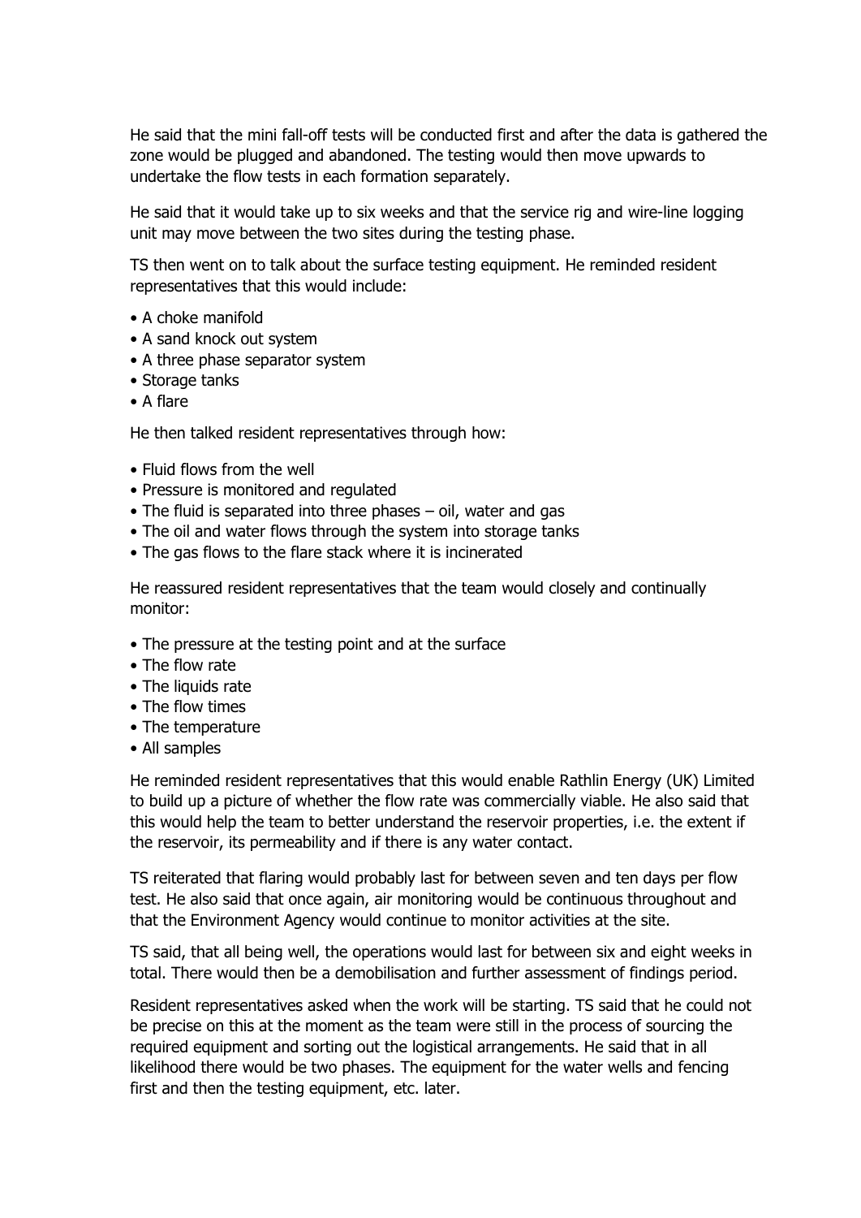He said that the mini fall-off tests will be conducted first and after the data is gathered the zone would be plugged and abandoned. The testing would then move upwards to undertake the flow tests in each formation separately.

He said that it would take up to six weeks and that the service rig and wire-line logging unit may move between the two sites during the testing phase.

TS then went on to talk about the surface testing equipment. He reminded resident representatives that this would include:

- A choke manifold
- A sand knock out system
- A three phase separator system
- Storage tanks
- A flare

He then talked resident representatives through how:

- Fluid flows from the well
- Pressure is monitored and regulated
- The fluid is separated into three phases – oil, water and gas
- The oil and water flows through the system into storage tanks
- The gas flows to the flare stack where it is incinerated

He reassured resident representatives that the team would closely and continually monitor:

- The pressure at the testing point and at the surface
- The flow rate
- The liquids rate
- The flow times
- The temperature
- All samples

He reminded resident representatives that this would enable Rathlin Energy (UK) Limited to build up a picture of whether the flow rate was commercially viable. He also said that this would help the team to better understand the reservoir properties, i.e. the extent if the reservoir, its permeability and if there is any water contact.

TS reiterated that flaring would probably last for between seven and ten days per flow test. He also said that once again, air monitoring would be continuous throughout and that the Environment Agency would continue to monitor activities at the site.

TS said, that all being well, the operations would last for between six and eight weeks in total. There would then be a demobilisation and further assessment of findings period.

Resident representatives asked when the work will be starting. TS said that he could not be precise on this at the moment as the team were still in the process of sourcing the required equipment and sorting out the logistical arrangements. He said that in all likelihood there would be two phases. The equipment for the water wells and fencing first and then the testing equipment, etc. later.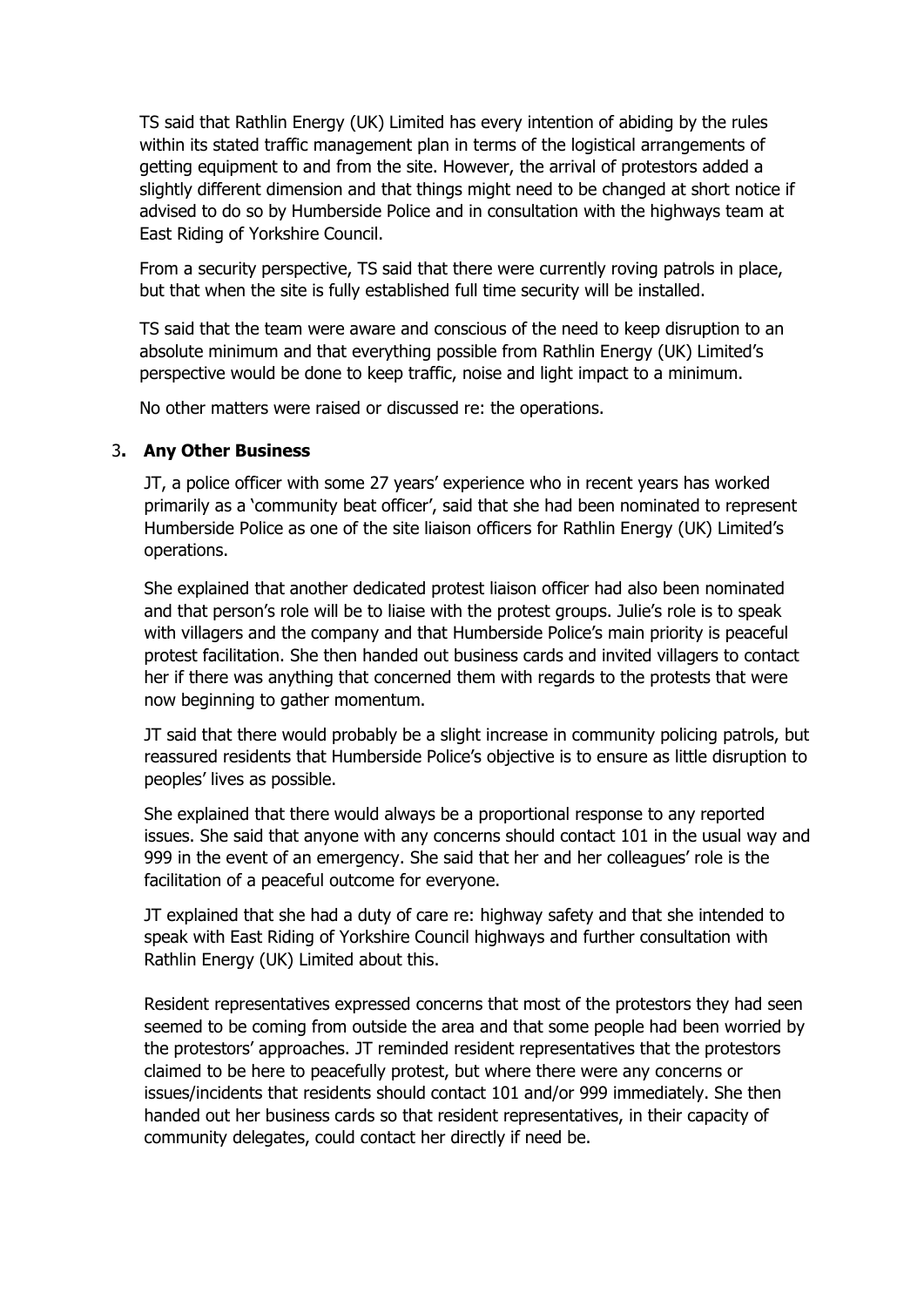TS said that Rathlin Energy (UK) Limited has every intention of abiding by the rules within its stated traffic management plan in terms of the logistical arrangements of getting equipment to and from the site. However, the arrival of protestors added a slightly different dimension and that things might need to be changed at short notice if advised to do so by Humberside Police and in consultation with the highways team at East Riding of Yorkshire Council.

From a security perspective, TS said that there were currently roving patrols in place, but that when the site is fully established full time security will be installed.

TS said that the team were aware and conscious of the need to keep disruption to an absolute minimum and that everything possible from Rathlin Energy (UK) Limited's perspective would be done to keep traffic, noise and light impact to a minimum.

No other matters were raised or discussed re: the operations.

## 3. Any Other Business

JT, a police officer with some 27 years' experience who in recent years has worked primarily as a 'community beat officer', said that she had been nominated to represent Humberside Police as one of the site liaison officers for Rathlin Energy (UK) Limited's operations.

She explained that another dedicated protest liaison officer had also been nominated and that person's role will be to liaise with the protest groups. Julie's role is to speak with villagers and the company and that Humberside Police's main priority is peaceful protest facilitation. She then handed out business cards and invited villagers to contact her if there was anything that concerned them with regards to the protests that were now beginning to gather momentum.

JT said that there would probably be a slight increase in community policing patrols, but reassured residents that Humberside Police's objective is to ensure as little disruption to peoples' lives as possible.

She explained that there would always be a proportional response to any reported issues. She said that anyone with any concerns should contact 101 in the usual way and 999 in the event of an emergency. She said that her and her colleagues' role is the facilitation of a peaceful outcome for everyone.

JT explained that she had a duty of care re: highway safety and that she intended to speak with East Riding of Yorkshire Council highways and further consultation with Rathlin Energy (UK) Limited about this.

Resident representatives expressed concerns that most of the protestors they had seen seemed to be coming from outside the area and that some people had been worried by the protestors' approaches. JT reminded resident representatives that the protestors claimed to be here to peacefully protest, but where there were any concerns or issues/incidents that residents should contact 101 and/or 999 immediately. She then handed out her business cards so that resident representatives, in their capacity of community delegates, could contact her directly if need be.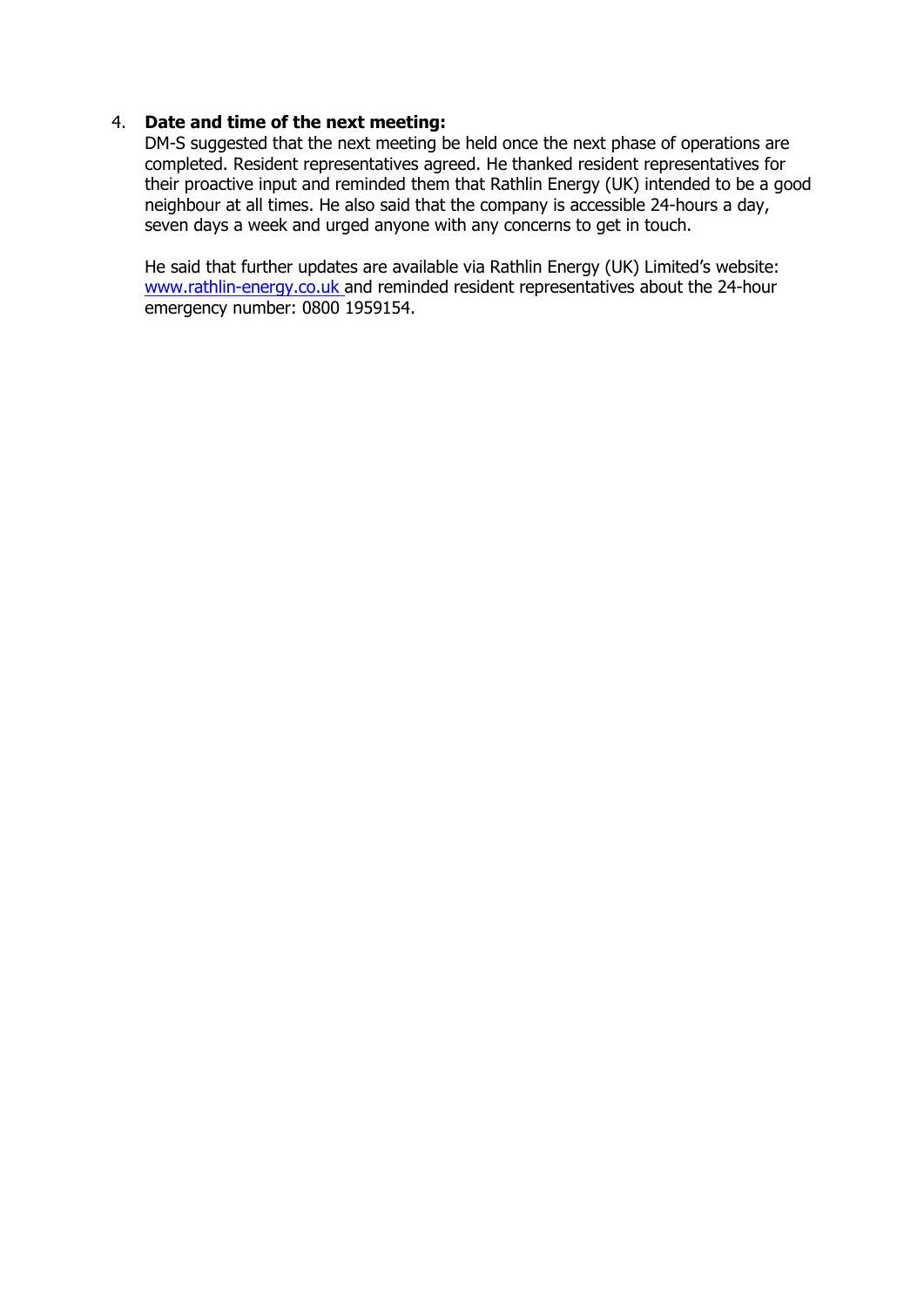4. **Date and time of the next meeting:**
   DM-S suggested that the next meeting be held once the next phase of operations are completed. Resident representatives agreed. He thanked resident representatives for their proactive input and reminded them that Rathlin Energy (UK) intended to be a good neighbour at all times. He also said that the company is accessible 24-hours a day, seven days a week and urged anyone with any concerns to get in touch.

   He said that further updates are available via Rathlin Energy (UK) Limited's website: www.rathlin-energy.co.uk and reminded resident representatives about the 24-hour emergency number: 0800 1959154.